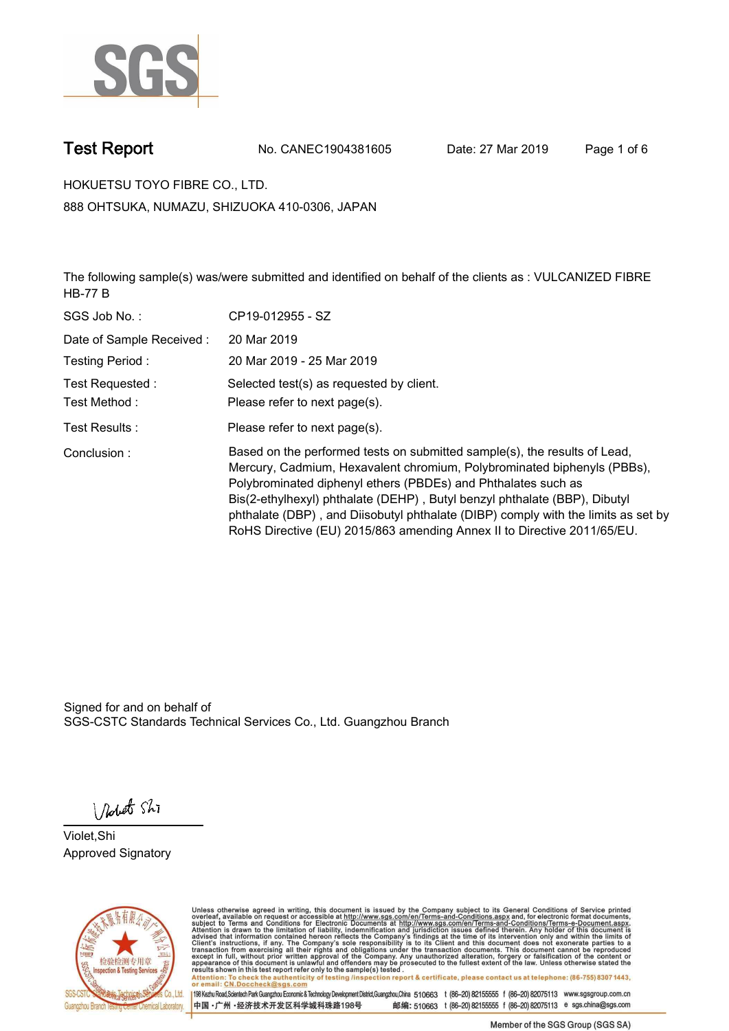# Test Report

No. CANEC1904381605 Date: 27 Mar 2019

HOKUETSU TOYO FIBRE CO., LTD.

888 OHTSUKA, NUMAZU, SHIZUOKA 410-0306, JAPAN

The following sample(s) was/were submitted and identified on behalf of the clients as : VULCANIZED FIBRE HB-77 B

| | |
|---|---|
| SGS Job No. : | CP19-012955 - SZ |
| Date of Sample Received : | 20 Mar 2019 |
| Testing Period : | 20 Mar 2019 - 25 Mar 2019 |
| Test Requested : | Selected test(s) as requested by client. |
| Test Method : | Please refer to next page(s). |
| Test Results : | Please refer to next page(s). |
| Conclusion : | Based on the performed tests on submitted sample(s), the results of Lead, Mercury, Cadmium, Hexavalent chromium, Polybrominated biphenyls (PBBs), Polybrominated diphenyl ethers (PBDEs) and Phthalates such as Bis(2-ethylhexyl) phthalate (DEHP) , Butyl benzyl phthalate (BBP), Dibutyl phthalate (DBP) , and Diisobutyl phthalate (DIBP) comply with the limits as set by RoHS Directive (EU) 2015/863 amending Annex II to Directive 2011/65/EU. |

Signed for and on behalf of
SGS-CSTC Standards Technical Services Co., Ltd. Guangzhou Branch

Violet,Shi
Approved Signatory

Unless otherwise agreed in writing, this document is issued by the Company subject to its General Conditions of Service printed overleaf, available on request or accessible at http://www.sgs.com/en/Terms-and-Conditions.aspx and, for electronic format documents, subject to Terms and Conditions for Electronic Documents at http://www.sgs.com/en/Terms-and-Conditions/Terms-e-Document.aspx. Attention is drawn to the limitation of liability, indemnification and jurisdiction issues defined therein. Any holder of this document is advised that information contained hereon reflects the Company's findings at the time of its intervention only and within the limits of Client's instructions, if any. The Company's sole responsibility is to its Client and this document does not exonerate parties to a transaction from exercising all their rights and obligations under the transaction documents. This document cannot be reproduced except in full, without prior written approval of the Company. Any unauthorized alteration, forgery or falsification of the content or appearance of this document is unlawful and offenders may be prosecuted to the fullest extent of the law. Unless otherwise stated the results shown in this test report refer only to the sample(s) tested .
Attention: To check the authenticity of testing /inspection report & certificate, please contact us at telephone: (86-755) 8307 1443, or email: CN.Doccheck@sgs.com

198 Kezhu Road,Scientech Park Guangzhou Economic & Technology Development District,Guangzhou,China 510663 t (86–20) 82155555 f (86–20) 82075113 www.sgsgroup.com.cn
中国 •广州 •经济技术开发区科学城科珠路198号 邮编: 510663 t (86–20) 82155555 f (86–20) 82075113 e sgs.china@sgs.com

Member of the SGS Group (SGS SA)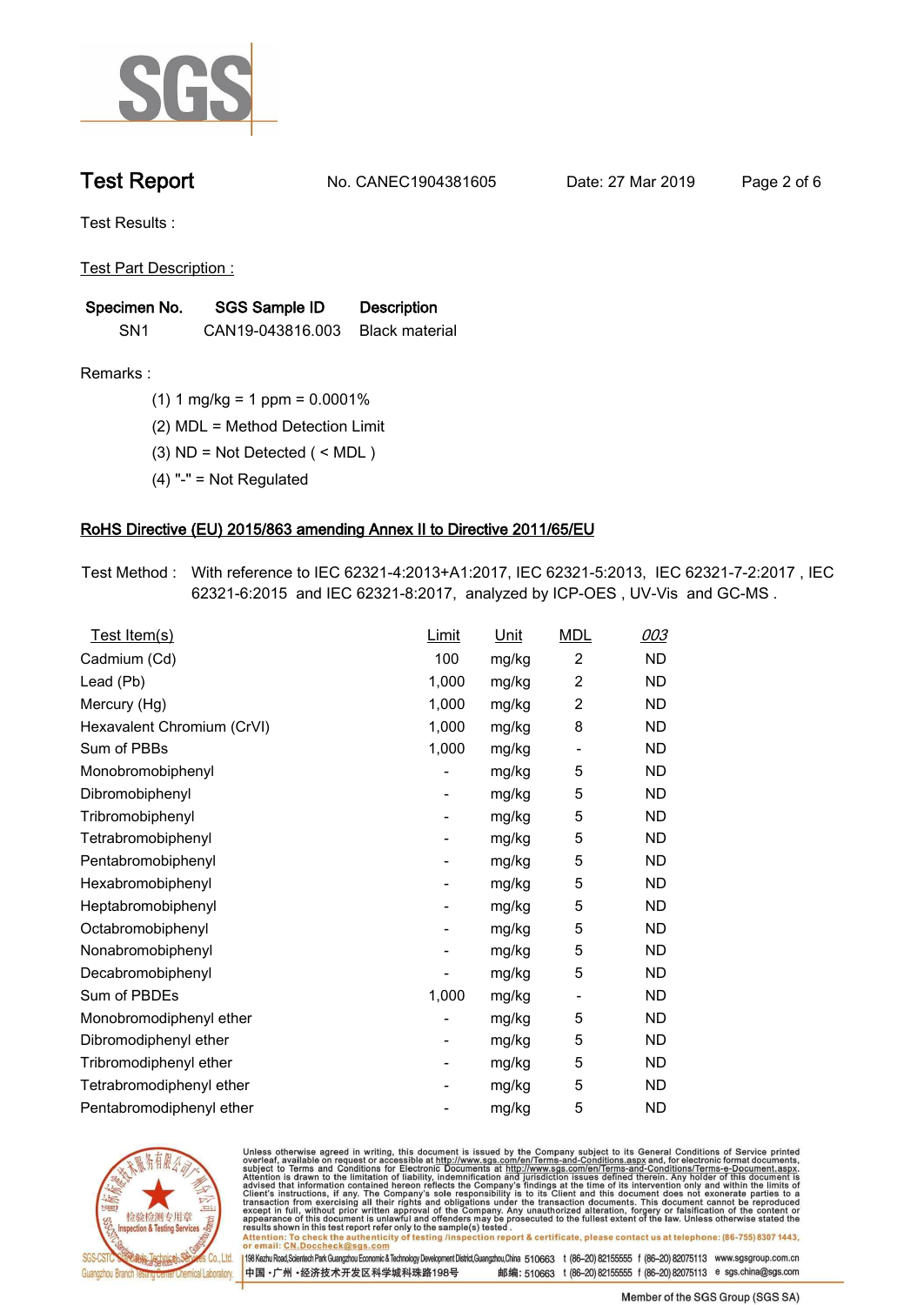# Test Report

No. CANEC1904381605 Date: 27 Mar 2019

Test Results :

Test Part Description :

| Specimen No. | SGS Sample ID | Description |
|---|---|---|
| SN1 | CAN19-043816.003 | Black material |

Remarks :

(1) 1 mg/kg = 1 ppm = 0.0001%

(2) MDL = Method Detection Limit

(3) ND = Not Detected ( < MDL )

(4) "-" = Not Regulated

## RoHS Directive (EU) 2015/863 amending Annex II to Directive 2011/65/EU

Test Method : With reference to IEC 62321-4:2013+A1:2017, IEC 62321-5:2013, IEC 62321-7-2:2017 , IEC 62321-6:2015 and IEC 62321-8:2017, analyzed by ICP-OES , UV-Vis and GC-MS .

| Test Item(s) | Limit | Unit | MDL | 003 |
|---|---|---|---|---|
| Cadmium (Cd) | 100 | mg/kg | 2 | ND |
| Lead (Pb) | 1,000 | mg/kg | 2 | ND |
| Mercury (Hg) | 1,000 | mg/kg | 2 | ND |
| Hexavalent Chromium (CrVI) | 1,000 | mg/kg | 8 | ND |
| Sum of PBBs | 1,000 | mg/kg | - | ND |
| Monobromobiphenyl | - | mg/kg | 5 | ND |
| Dibromobiphenyl | - | mg/kg | 5 | ND |
| Tribromobiphenyl | - | mg/kg | 5 | ND |
| Tetrabromobiphenyl | - | mg/kg | 5 | ND |
| Pentabromobiphenyl | - | mg/kg | 5 | ND |
| Hexabromobiphenyl | - | mg/kg | 5 | ND |
| Heptabromobiphenyl | - | mg/kg | 5 | ND |
| Octabromobiphenyl | - | mg/kg | 5 | ND |
| Nonabromobiphenyl | - | mg/kg | 5 | ND |
| Decabromobiphenyl | - | mg/kg | 5 | ND |
| Sum of PBDEs | 1,000 | mg/kg | - | ND |
| Monobromodiphenyl ether | - | mg/kg | 5 | ND |
| Dibromodiphenyl ether | - | mg/kg | 5 | ND |
| Tribromodiphenyl ether | - | mg/kg | 5 | ND |
| Tetrabromodiphenyl ether | - | mg/kg | 5 | ND |
| Pentabromodiphenyl ether | - | mg/kg | 5 | ND |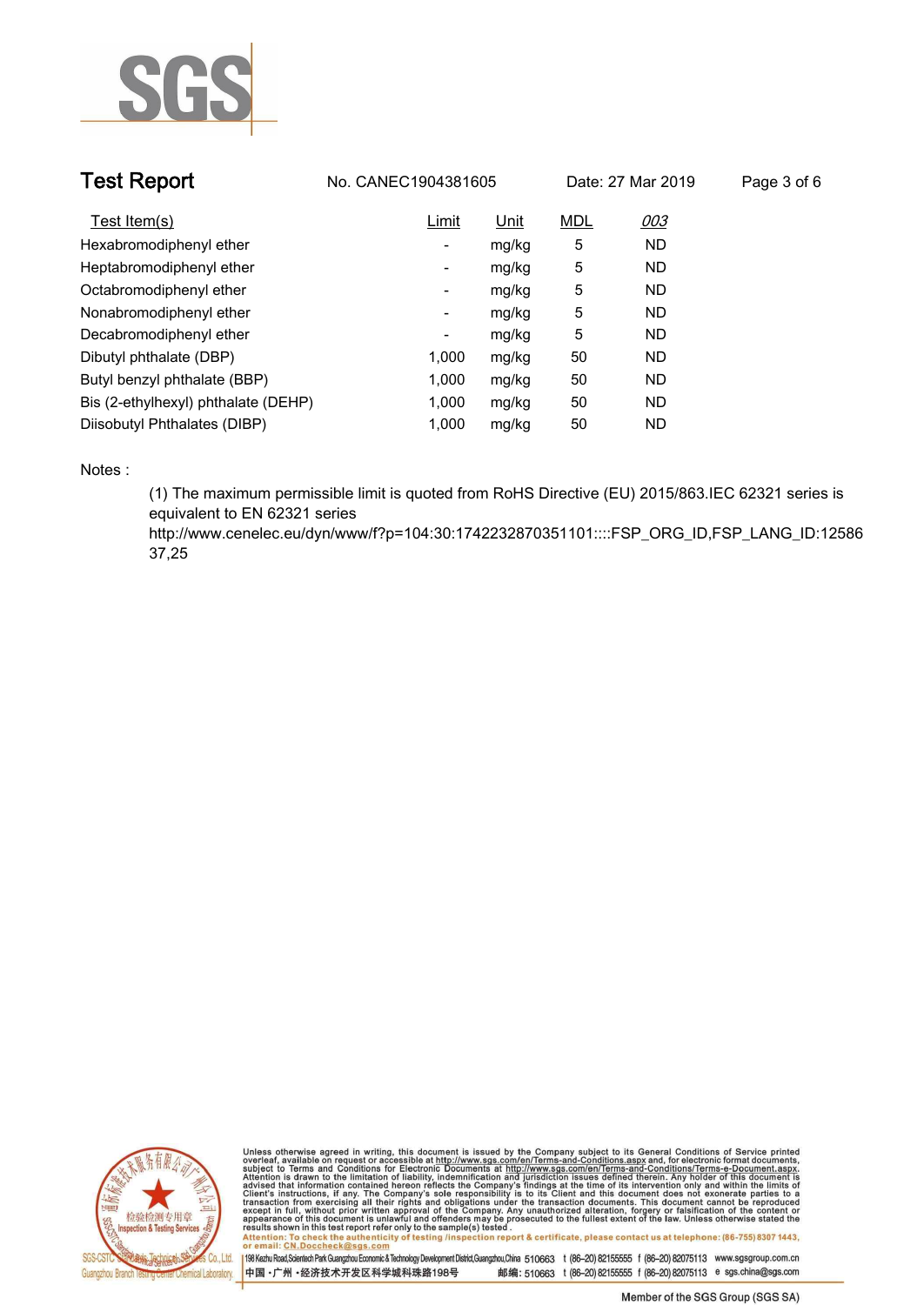| Test Item(s) | Limit | Unit | MDL | 003 |
|---|---|---|---|---|
| Hexabromodiphenyl ether | - | mg/kg | 5 | ND |
| Heptabromodiphenyl ether | - | mg/kg | 5 | ND |
| Octabromodiphenyl ether | - | mg/kg | 5 | ND |
| Nonabromodiphenyl ether | - | mg/kg | 5 | ND |
| Decabromodiphenyl ether | - | mg/kg | 5 | ND |
| Dibutyl phthalate (DBP) | 1,000 | mg/kg | 50 | ND |
| Butyl benzyl phthalate (BBP) | 1,000 | mg/kg | 50 | ND |
| Bis (2-ethylhexyl) phthalate (DEHP) | 1,000 | mg/kg | 50 | ND |
| Diisobutyl Phthalates (DIBP) | 1,000 | mg/kg | 50 | ND |

Notes :

(1) The maximum permissible limit is quoted from RoHS Directive (EU) 2015/863.IEC 62321 series is equivalent to EN 62321 series http://www.cenelec.eu/dyn/www/f?p=104:30:1742232870351101::::FSP_ORG_ID,FSP_LANG_ID:1258637,25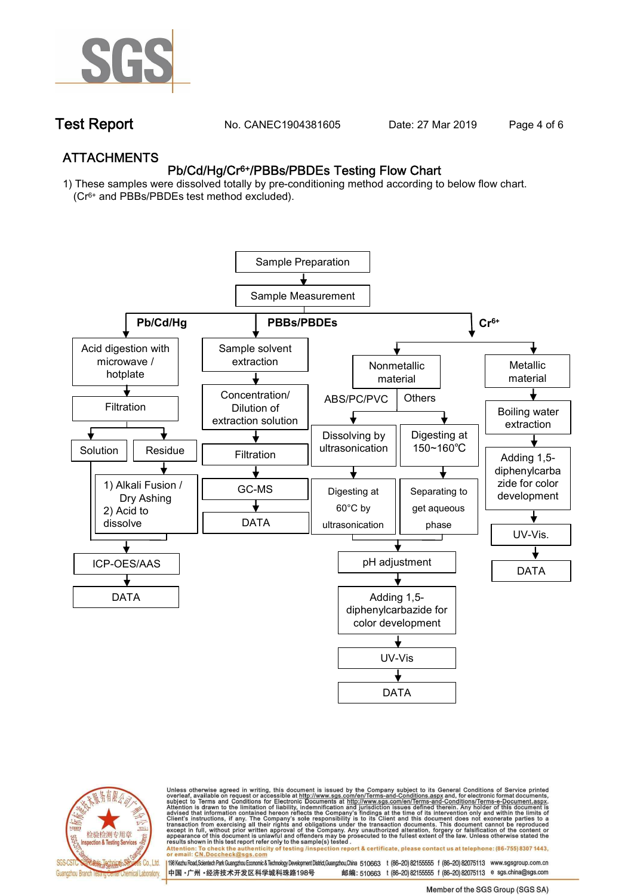## ATTACHMENTS

### Pb/Cd/Hg/$Cr^{6+}$/PBBs/PBDEs Testing Flow Chart

1) These samples were dissolved totally by pre-conditioning method according to below flow chart. ($Cr^{6+}$ and PBBs/PBDEs test method excluded).

Sample Preparation → Sample Measurement

**Pb/Cd/Hg**

- Acid digestion with microwave / hotplate
- Filtration
- Solution / Residue
  - Residue: 1) Alkali Fusion / Dry Ashing 2) Acid to dissolve
- ICP-OES/AAS
- DATA

**PBBs/PBDEs**

- Sample solvent extraction
- Concentration/ Dilution of extraction solution
- Filtration
- GC-MS
- DATA

**$Cr^{6+}$**

- Nonmetallic material
  - ABS/PC/PVC: Dissolving by ultrasonication → Digesting at 60°C by ultrasonication
  - Others: Digesting at 150~160℃ → Separating to get aqueous phase
  - pH adjustment
  - Adding 1,5-diphenylcarbazide for color development
  - UV-Vis
  - DATA
- Metallic material
  - Boiling water extraction
  - Adding 1,5-diphenylcarbazide for color development
  - UV-Vis.
  - DATA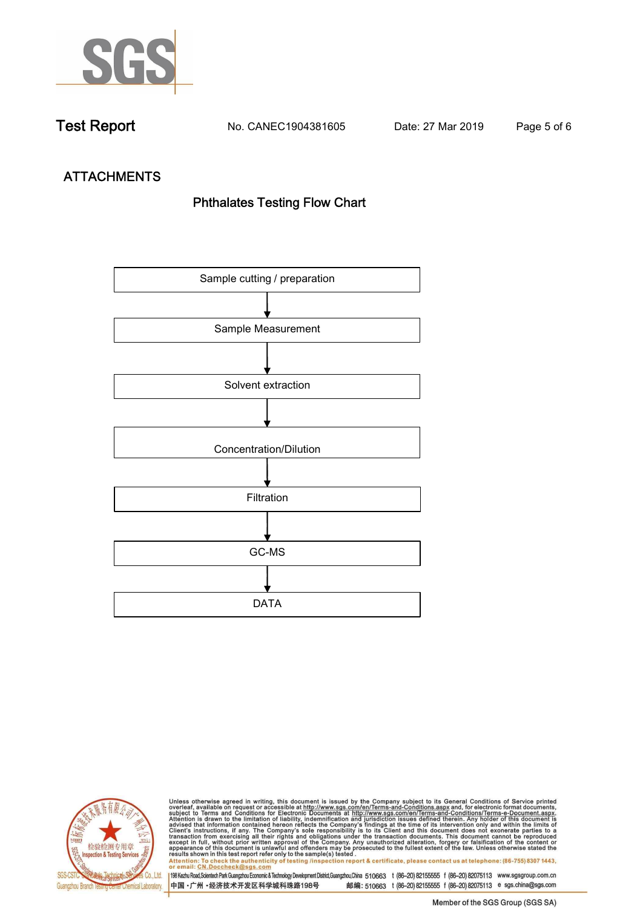# Test Report

No. CANEC1904381605    Date: 27 Mar 2019

## ATTACHMENTS

### Phthalates Testing Flow Chart

Sample cutting / preparation

↓

Sample Measurement

↓

Solvent extraction

↓

Concentration/Dilution

↓

Filtration

↓

GC-MS

↓

DATA

Unless otherwise agreed in writing, this document is issued by the Company subject to its General Conditions of Service printed overleaf, available on request or accessible at http://www.sgs.com/en/Terms-and-Conditions.aspx and, for electronic format documents, subject to Terms and Conditions for Electronic Documents at http://www.sgs.com/en/Terms-and-Conditions/Terms-e-Document.aspx. Attention is drawn to the limitation of liability, indemnification and jurisdiction issues defined therein. Any holder of this document is advised that information contained hereon reflects the Company's findings at the time of its intervention only and within the limits of Client's instructions, if any. The Company's sole responsibility is to its Client and this document does not exonerate parties to a transaction from exercising all their rights and obligations under the transaction documents. This document cannot be reproduced except in full, without prior written approval of the Company. Any unauthorized alteration, forgery or falsification of the content or appearance of this document is unlawful and offenders may be prosecuted to the fullest extent of the law. Unless otherwise stated the results shown in this test report refer only to the sample(s) tested .
Attention: To check the authenticity of testing /inspection report & certificate, please contact us at telephone: (86-755) 8307 1443, or email: CN.Doccheck@sgs.com

SGS-CSTC Standards Technical Services Co., Ltd. Guangzhou Branch Testing Center Chemical Laboratory.

198 Kezhu Road,Scientech Park Guangzhou Economic & Technology Development District,Guangzhou,China 510663 t (86–20) 82155555 f (86–20) 82075113 www.sgsgroup.com.cn
中国・广州・经济技术开发区科学城科珠路198号 邮编: 510663 t (86–20) 82155555 f (86–20) 82075113 e sgs.china@sgs.com

Member of the SGS Group (SGS SA)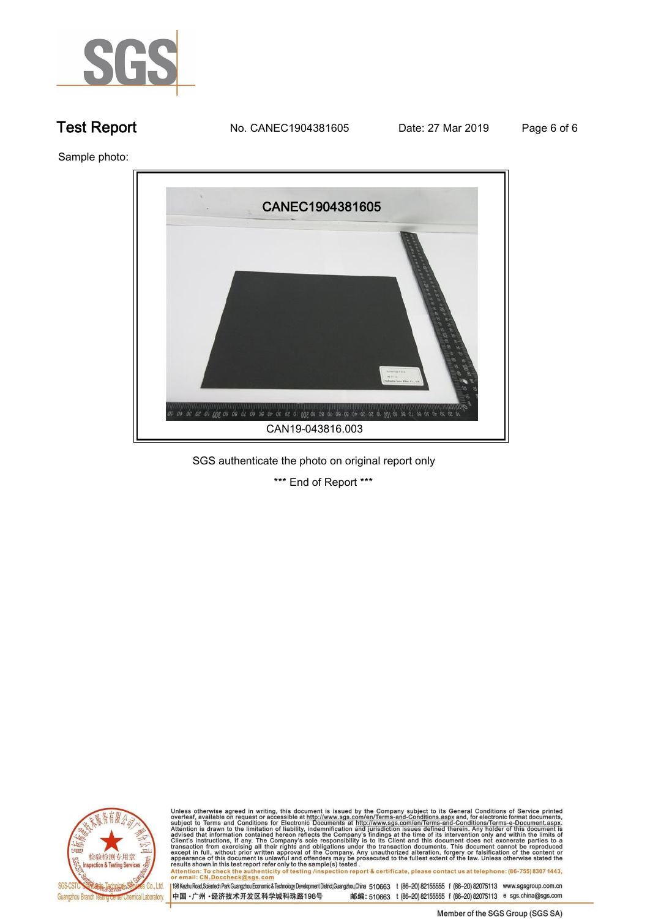# Test Report

No. CANEC1904381605 Date: 27 Mar 2019

Sample photo:

CANEC1904381605

CAN19-043816.003

SGS authenticate the photo on original report only

*** End of Report ***

Unless otherwise agreed in writing, this document is issued by the Company subject to its General Conditions of Service printed overleaf, available on request or accessible at http://www.sgs.com/en/Terms-and-Conditions.aspx and, for electronic format documents, subject to Terms and Conditions for Electronic Documents at http://www.sgs.com/en/Terms-and-Conditions/Terms-e-Document.aspx. Attention is drawn to the limitation of liability, indemnification and jurisdiction issues defined therein. Any holder of this document is advised that information contained hereon reflects the Company's findings at the time of its intervention only and within the limits of Client's instructions, if any. The Company's sole responsibility is to its Client and this document does not exonerate parties to a transaction from exercising all their rights and obligations under the transaction documents. This document cannot be reproduced except in full, without prior written approval of the Company. Any unauthorized alteration, forgery or falsification of the content or appearance of this document is unlawful and offenders may be prosecuted to the fullest extent of the law. Unless otherwise stated the results shown in this test report refer only to the sample(s) tested.

Attention: To check the authenticity of testing /inspection report & certificate, please contact us at telephone: (86-755) 8307 1443, or email: CN.Doccheck@sgs.com

198 Kezhu Road,Scientech Park Guangzhou Economic & Technology Development District,Guangzhou,China 510663 t (86–20) 82155555 f (86–20) 82075113 www.sgsgroup.com.cn

中国・广州・经济技术开发区科学城科珠路198号 邮编: 510663 t (86–20) 82155555 f (86–20) 82075113 e sgs.china@sgs.com

Member of the SGS Group (SGS SA)